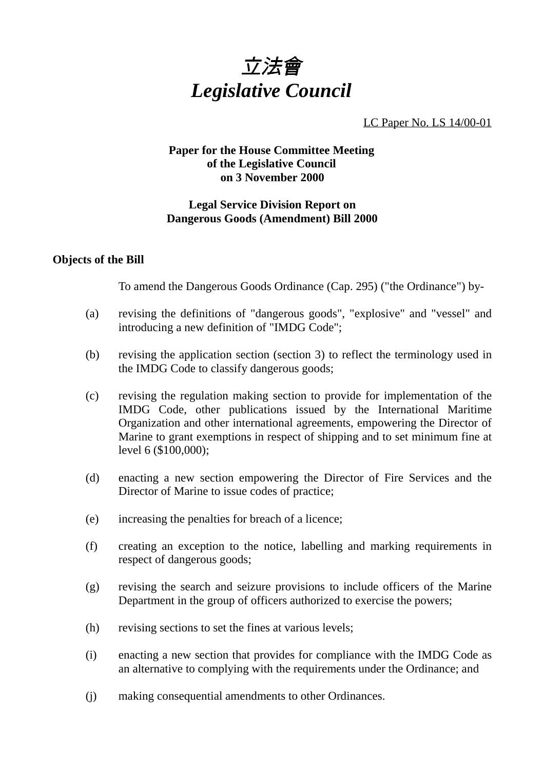# *立法會*
# *Legislative Council*

LC Paper No. LS 14/00-01

**Paper for the House Committee Meeting of the Legislative Council on 3 November 2000**

**Legal Service Division Report on Dangerous Goods (Amendment) Bill 2000**

### Objects of the Bill

To amend the Dangerous Goods Ordinance (Cap. 295) ("the Ordinance") by-

(a) revising the definitions of "dangerous goods", "explosive" and "vessel" and introducing a new definition of "IMDG Code";

(b) revising the application section (section 3) to reflect the terminology used in the IMDG Code to classify dangerous goods;

(c) revising the regulation making section to provide for implementation of the IMDG Code, other publications issued by the International Maritime Organization and other international agreements, empowering the Director of Marine to grant exemptions in respect of shipping and to set minimum fine at level 6 ($100,000);

(d) enacting a new section empowering the Director of Fire Services and the Director of Marine to issue codes of practice;

(e) increasing the penalties for breach of a licence;

(f) creating an exception to the notice, labelling and marking requirements in respect of dangerous goods;

(g) revising the search and seizure provisions to include officers of the Marine Department in the group of officers authorized to exercise the powers;

(h) revising sections to set the fines at various levels;

(i) enacting a new section that provides for compliance with the IMDG Code as an alternative to complying with the requirements under the Ordinance; and

(j) making consequential amendments to other Ordinances.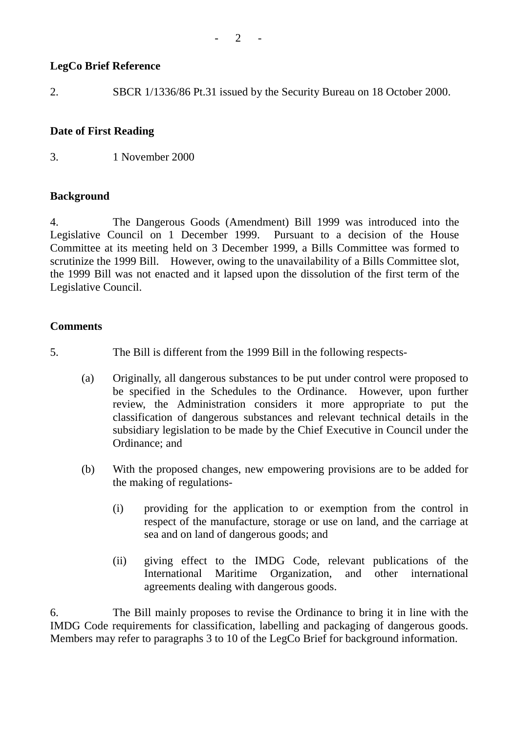**LegCo Brief Reference**

2. SBCR 1/1336/86 Pt.31 issued by the Security Bureau on 18 October 2000.

**Date of First Reading**

3. 1 November 2000

**Background**

4. The Dangerous Goods (Amendment) Bill 1999 was introduced into the Legislative Council on 1 December 1999. Pursuant to a decision of the House Committee at its meeting held on 3 December 1999, a Bills Committee was formed to scrutinize the 1999 Bill. However, owing to the unavailability of a Bills Committee slot, the 1999 Bill was not enacted and it lapsed upon the dissolution of the first term of the Legislative Council.

**Comments**

5. The Bill is different from the 1999 Bill in the following respects-

(a) Originally, all dangerous substances to be put under control were proposed to be specified in the Schedules to the Ordinance. However, upon further review, the Administration considers it more appropriate to put the classification of dangerous substances and relevant technical details in the subsidiary legislation to be made by the Chief Executive in Council under the Ordinance; and

(b) With the proposed changes, new empowering provisions are to be added for the making of regulations-

   (i) providing for the application to or exemption from the control in respect of the manufacture, storage or use on land, and the carriage at sea and on land of dangerous goods; and

   (ii) giving effect to the IMDG Code, relevant publications of the International Maritime Organization, and other international agreements dealing with dangerous goods.

6. The Bill mainly proposes to revise the Ordinance to bring it in line with the IMDG Code requirements for classification, labelling and packaging of dangerous goods. Members may refer to paragraphs 3 to 10 of the LegCo Brief for background information.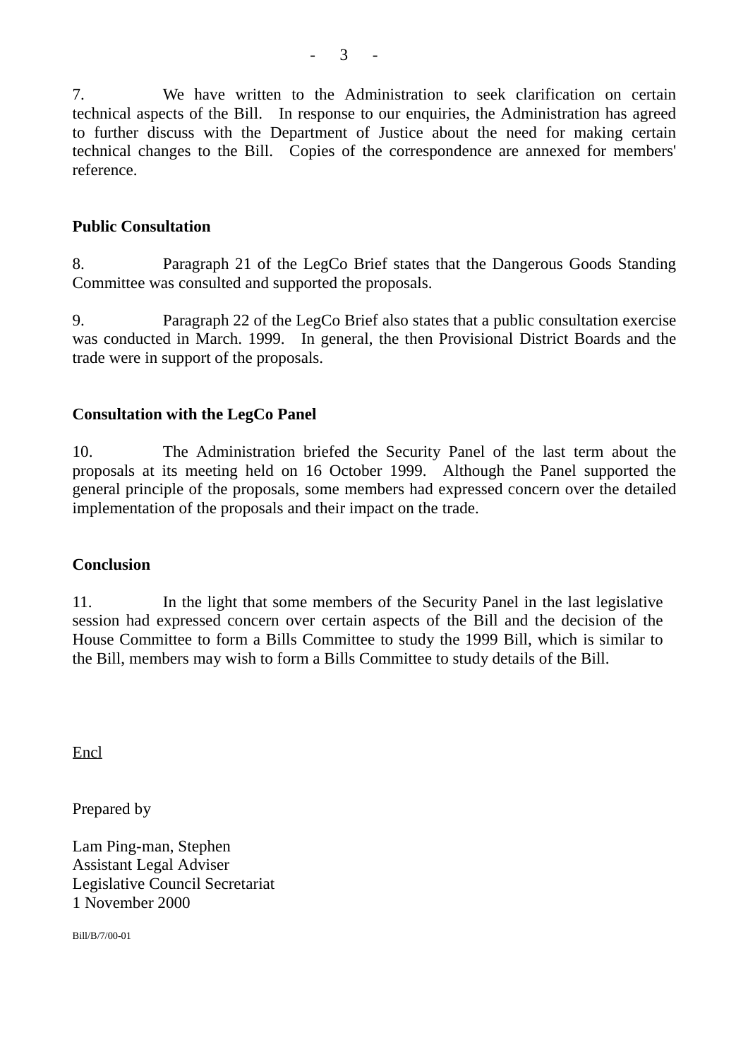7. We have written to the Administration to seek clarification on certain technical aspects of the Bill. In response to our enquiries, the Administration has agreed to further discuss with the Department of Justice about the need for making certain technical changes to the Bill. Copies of the correspondence are annexed for members' reference.

**Public Consultation**

8. Paragraph 21 of the LegCo Brief states that the Dangerous Goods Standing Committee was consulted and supported the proposals.

9. Paragraph 22 of the LegCo Brief also states that a public consultation exercise was conducted in March. 1999. In general, the then Provisional District Boards and the trade were in support of the proposals.

**Consultation with the LegCo Panel**

10. The Administration briefed the Security Panel of the last term about the proposals at its meeting held on 16 October 1999. Although the Panel supported the general principle of the proposals, some members had expressed concern over the detailed implementation of the proposals and their impact on the trade.

**Conclusion**

11. In the light that some members of the Security Panel in the last legislative session had expressed concern over certain aspects of the Bill and the decision of the House Committee to form a Bills Committee to study the 1999 Bill, which is similar to the Bill, members may wish to form a Bills Committee to study details of the Bill.

Encl

Prepared by

Lam Ping-man, Stephen
Assistant Legal Adviser
Legislative Council Secretariat
1 November 2000

Bill/B/7/00-01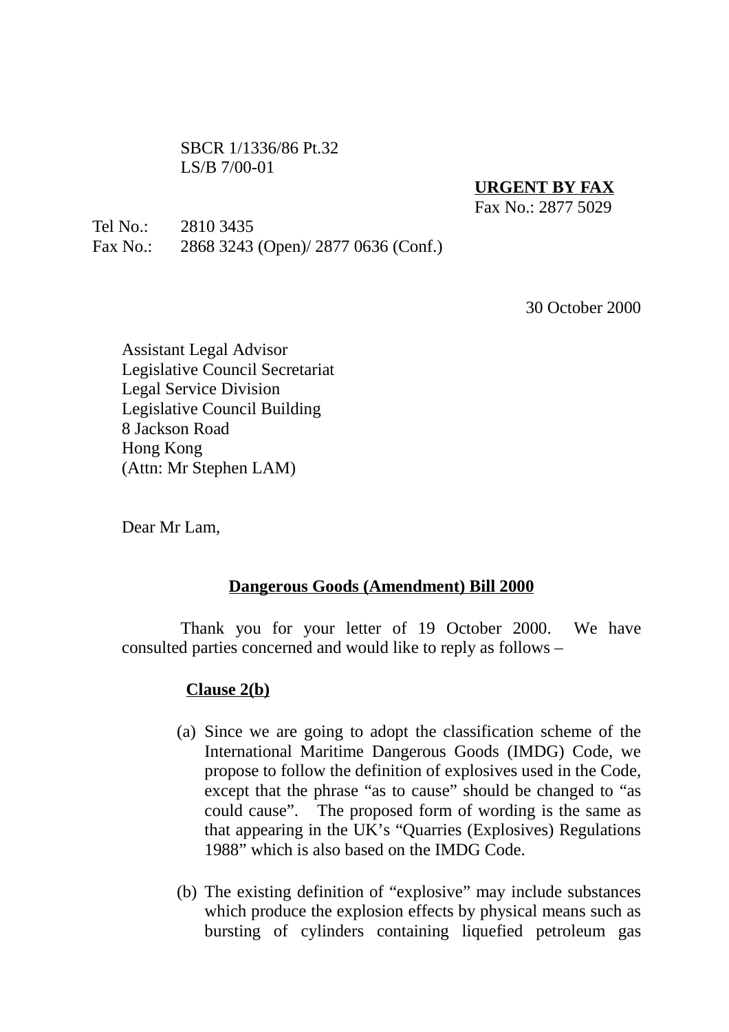SBCR 1/1336/86 Pt.32
LS/B 7/00-01

**URGENT BY FAX**
Fax No.: 2877 5029

Tel No.: 2810 3435
Fax No.: 2868 3243 (Open)/ 2877 0636 (Conf.)

30 October 2000

Assistant Legal Advisor
Legislative Council Secretariat
Legal Service Division
Legislative Council Building
8 Jackson Road
Hong Kong
(Attn: Mr Stephen LAM)

Dear Mr Lam,

**Dangerous Goods (Amendment) Bill 2000**

Thank you for your letter of 19 October 2000. We have consulted parties concerned and would like to reply as follows –

**Clause 2(b)**

(a) Since we are going to adopt the classification scheme of the International Maritime Dangerous Goods (IMDG) Code, we propose to follow the definition of explosives used in the Code, except that the phrase "as to cause" should be changed to "as could cause". The proposed form of wording is the same as that appearing in the UK's "Quarries (Explosives) Regulations 1988" which is also based on the IMDG Code.

(b) The existing definition of "explosive" may include substances which produce the explosion effects by physical means such as bursting of cylinders containing liquefied petroleum gas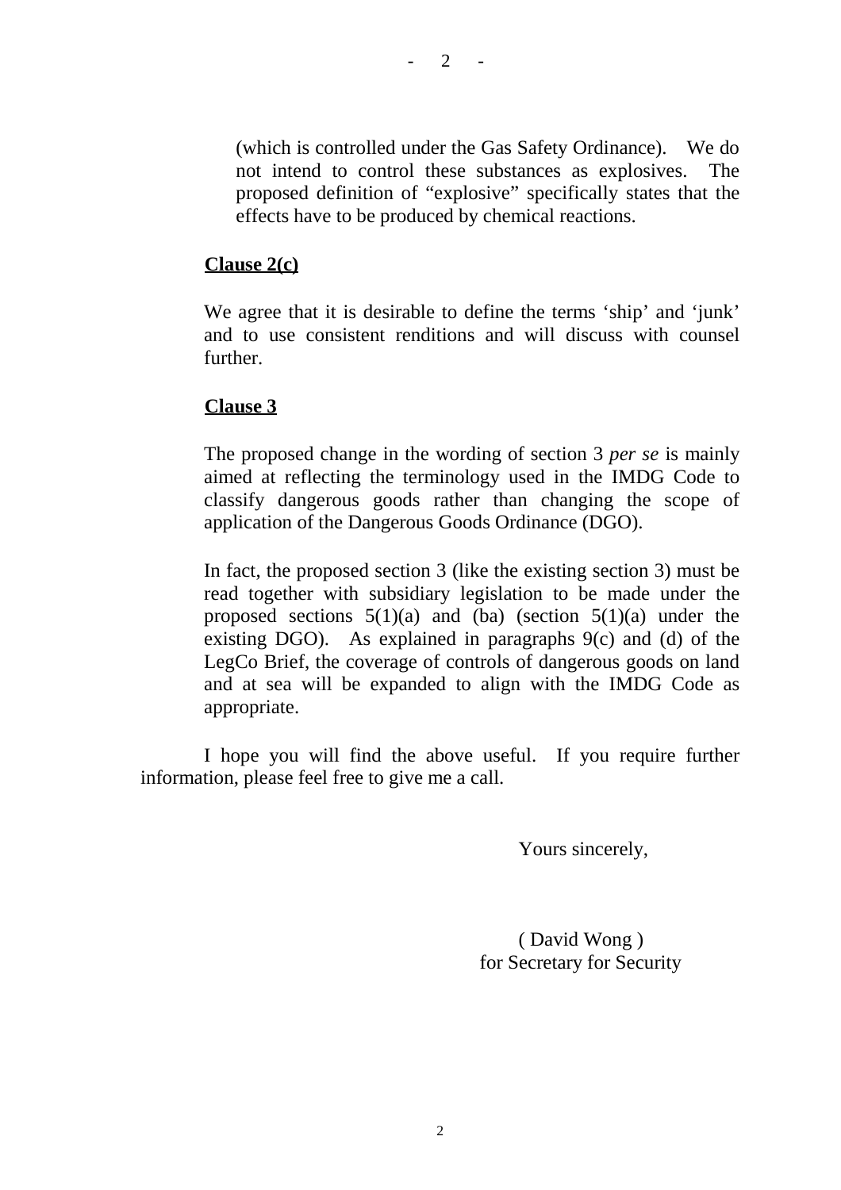(which is controlled under the Gas Safety Ordinance). We do not intend to control these substances as explosives. The proposed definition of "explosive" specifically states that the effects have to be produced by chemical reactions.

**Clause 2(c)**

We agree that it is desirable to define the terms 'ship' and 'junk' and to use consistent renditions and will discuss with counsel further.

**Clause 3**

The proposed change in the wording of section 3 *per se* is mainly aimed at reflecting the terminology used in the IMDG Code to classify dangerous goods rather than changing the scope of application of the Dangerous Goods Ordinance (DGO).

In fact, the proposed section 3 (like the existing section 3) must be read together with subsidiary legislation to be made under the proposed sections 5(1)(a) and (ba) (section 5(1)(a) under the existing DGO). As explained in paragraphs 9(c) and (d) of the LegCo Brief, the coverage of controls of dangerous goods on land and at sea will be expanded to align with the IMDG Code as appropriate.

I hope you will find the above useful. If you require further information, please feel free to give me a call.

Yours sincerely,

( David Wong )
for Secretary for Security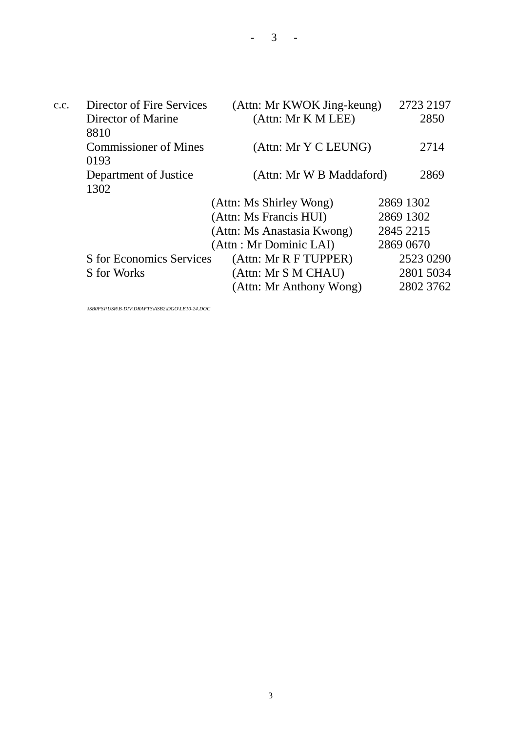c.c.

| | | |
|---|---|---|
| Director of Fire Services | (Attn: Mr KWOK Jing-keung) | 2723 2197 |
| Director of Marine | (Attn: Mr K M LEE) | 2850 8810 |
| Commissioner of Mines | (Attn: Mr Y C LEUNG) | 2714 0193 |
| Department of Justice | (Attn: Mr W B Maddaford) | 2869 1302 |
| | (Attn: Ms Shirley Wong) | 2869 1302 |
| | (Attn: Ms Francis HUI) | 2869 1302 |
| | (Attn: Ms Anastasia Kwong) | 2845 2215 |
| | (Attn : Mr Dominic LAI) | 2869 0670 |
| S for Economics Services | (Attn: Mr R F TUPPER) | 2523 0290 |
| S for Works | (Attn: Mr S M CHAU) | 2801 5034 |
| | (Attn: Mr Anthony Wong) | 2802 3762 |

*\\SB0FS1\USR\B-DIV\DRAFTS\ASB2\DGO\LE10-24.DOC*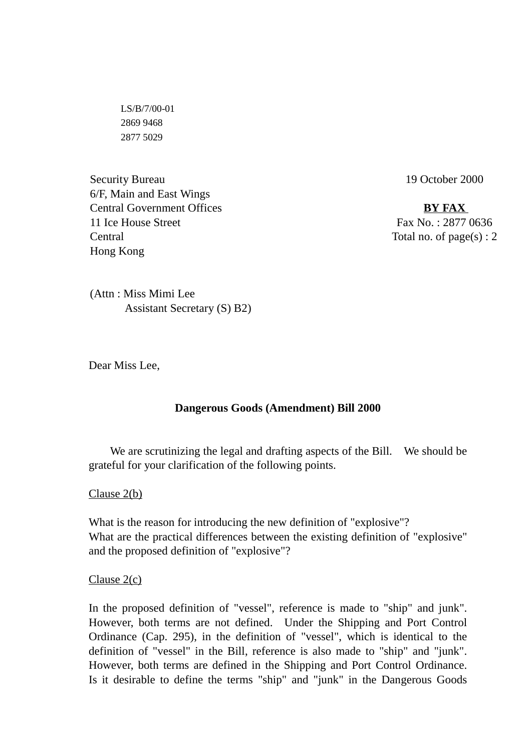LS/B/7/00-01
2869 9468
2877 5029

Security Bureau
6/F, Main and East Wings
Central Government Offices
11 Ice House Street
Central
Hong Kong

19 October 2000

**BY FAX**
Fax No. : 2877 0636
Total no. of page(s) : 2

(Attn : Miss Mimi Lee
Assistant Secretary (S) B2)

Dear Miss Lee,

**Dangerous Goods (Amendment) Bill 2000**

We are scrutinizing the legal and drafting aspects of the Bill. We should be grateful for your clarification of the following points.

Clause 2(b)

What is the reason for introducing the new definition of "explosive"?
What are the practical differences between the existing definition of "explosive" and the proposed definition of "explosive"?

Clause 2(c)

In the proposed definition of "vessel", reference is made to "ship" and junk". However, both terms are not defined. Under the Shipping and Port Control Ordinance (Cap. 295), in the definition of "vessel", which is identical to the definition of "vessel" in the Bill, reference is also made to "ship" and "junk". However, both terms are defined in the Shipping and Port Control Ordinance. Is it desirable to define the terms "ship" and "junk" in the Dangerous Goods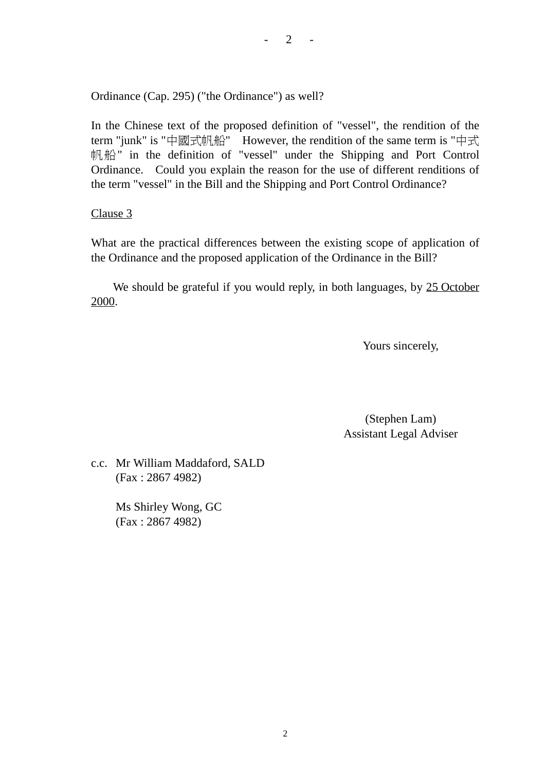Ordinance (Cap. 295) ("the Ordinance") as well?

In the Chinese text of the proposed definition of "vessel", the rendition of the term "junk" is "中國式帆船"   However, the rendition of the same term is "中式帆船" in the definition of "vessel" under the Shipping and Port Control Ordinance.   Could you explain the reason for the use of different renditions of the term "vessel" in the Bill and the Shipping and Port Control Ordinance?

<u>Clause 3</u>

What are the practical differences between the existing scope of application of the Ordinance and the proposed application of the Ordinance in the Bill?

We should be grateful if you would reply, in both languages, by <u>25 October 2000</u>.

Yours sincerely,

(Stephen Lam)
Assistant Legal Adviser

c.c. Mr William Maddaford, SALD
(Fax : 2867 4982)

Ms Shirley Wong, GC
(Fax : 2867 4982)